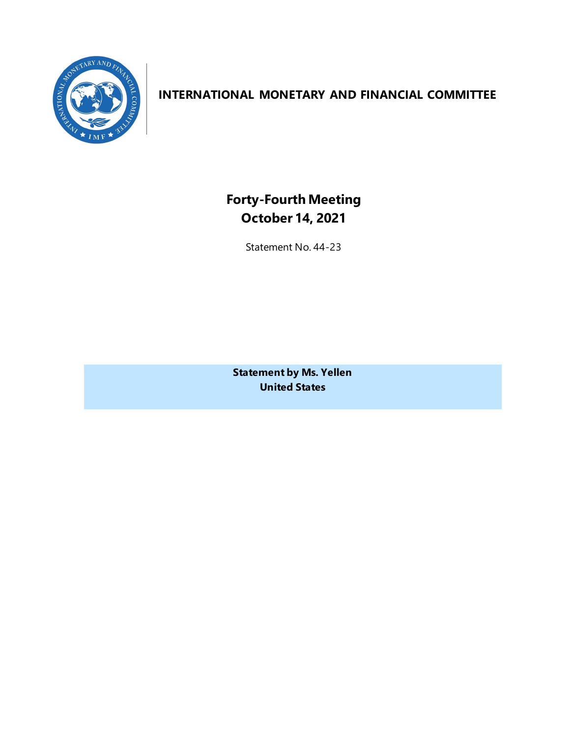# INTERNATIONAL MONETARY AND FINANCIAL COMMITTEE

## Forty-Fourth Meeting
## October 14, 2021

Statement No. 44-23

**Statement by Ms. Yellen**
**United States**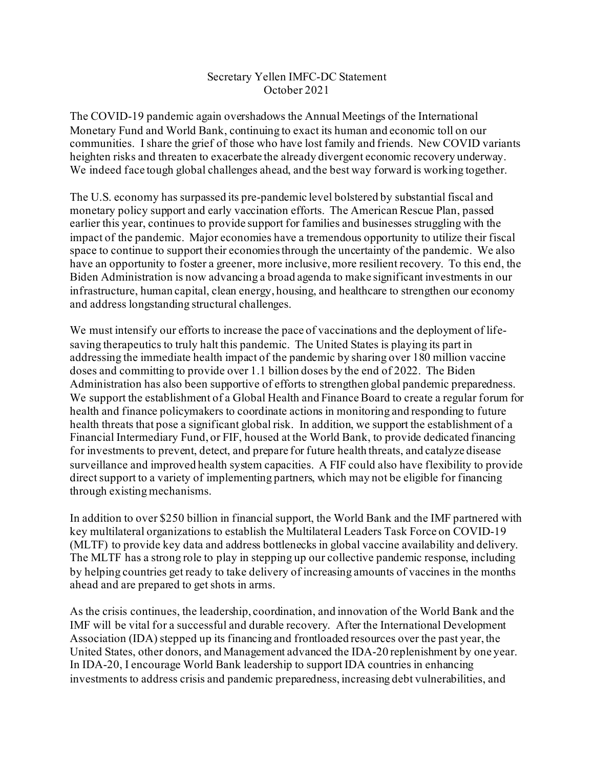Secretary Yellen IMFC-DC Statement
October 2021

The COVID-19 pandemic again overshadows the Annual Meetings of the International Monetary Fund and World Bank, continuing to exact its human and economic toll on our communities. I share the grief of those who have lost family and friends. New COVID variants heighten risks and threaten to exacerbate the already divergent economic recovery underway. We indeed face tough global challenges ahead, and the best way forward is working together.

The U.S. economy has surpassed its pre-pandemic level bolstered by substantial fiscal and monetary policy support and early vaccination efforts. The American Rescue Plan, passed earlier this year, continues to provide support for families and businesses struggling with the impact of the pandemic. Major economies have a tremendous opportunity to utilize their fiscal space to continue to support their economies through the uncertainty of the pandemic. We also have an opportunity to foster a greener, more inclusive, more resilient recovery. To this end, the Biden Administration is now advancing a broad agenda to make significant investments in our infrastructure, human capital, clean energy, housing, and healthcare to strengthen our economy and address longstanding structural challenges.

We must intensify our efforts to increase the pace of vaccinations and the deployment of life-saving therapeutics to truly halt this pandemic. The United States is playing its part in addressing the immediate health impact of the pandemic by sharing over 180 million vaccine doses and committing to provide over 1.1 billion doses by the end of 2022. The Biden Administration has also been supportive of efforts to strengthen global pandemic preparedness. We support the establishment of a Global Health and Finance Board to create a regular forum for health and finance policymakers to coordinate actions in monitoring and responding to future health threats that pose a significant global risk. In addition, we support the establishment of a Financial Intermediary Fund, or FIF, housed at the World Bank, to provide dedicated financing for investments to prevent, detect, and prepare for future health threats, and catalyze disease surveillance and improved health system capacities. A FIF could also have flexibility to provide direct support to a variety of implementing partners, which may not be eligible for financing through existing mechanisms.

In addition to over $250 billion in financial support, the World Bank and the IMF partnered with key multilateral organizations to establish the Multilateral Leaders Task Force on COVID-19 (MLTF) to provide key data and address bottlenecks in global vaccine availability and delivery. The MLTF has a strong role to play in stepping up our collective pandemic response, including by helping countries get ready to take delivery of increasing amounts of vaccines in the months ahead and are prepared to get shots in arms.

As the crisis continues, the leadership, coordination, and innovation of the World Bank and the IMF will be vital for a successful and durable recovery. After the International Development Association (IDA) stepped up its financing and frontloaded resources over the past year, the United States, other donors, and Management advanced the IDA-20 replenishment by one year. In IDA-20, I encourage World Bank leadership to support IDA countries in enhancing investments to address crisis and pandemic preparedness, increasing debt vulnerabilities, and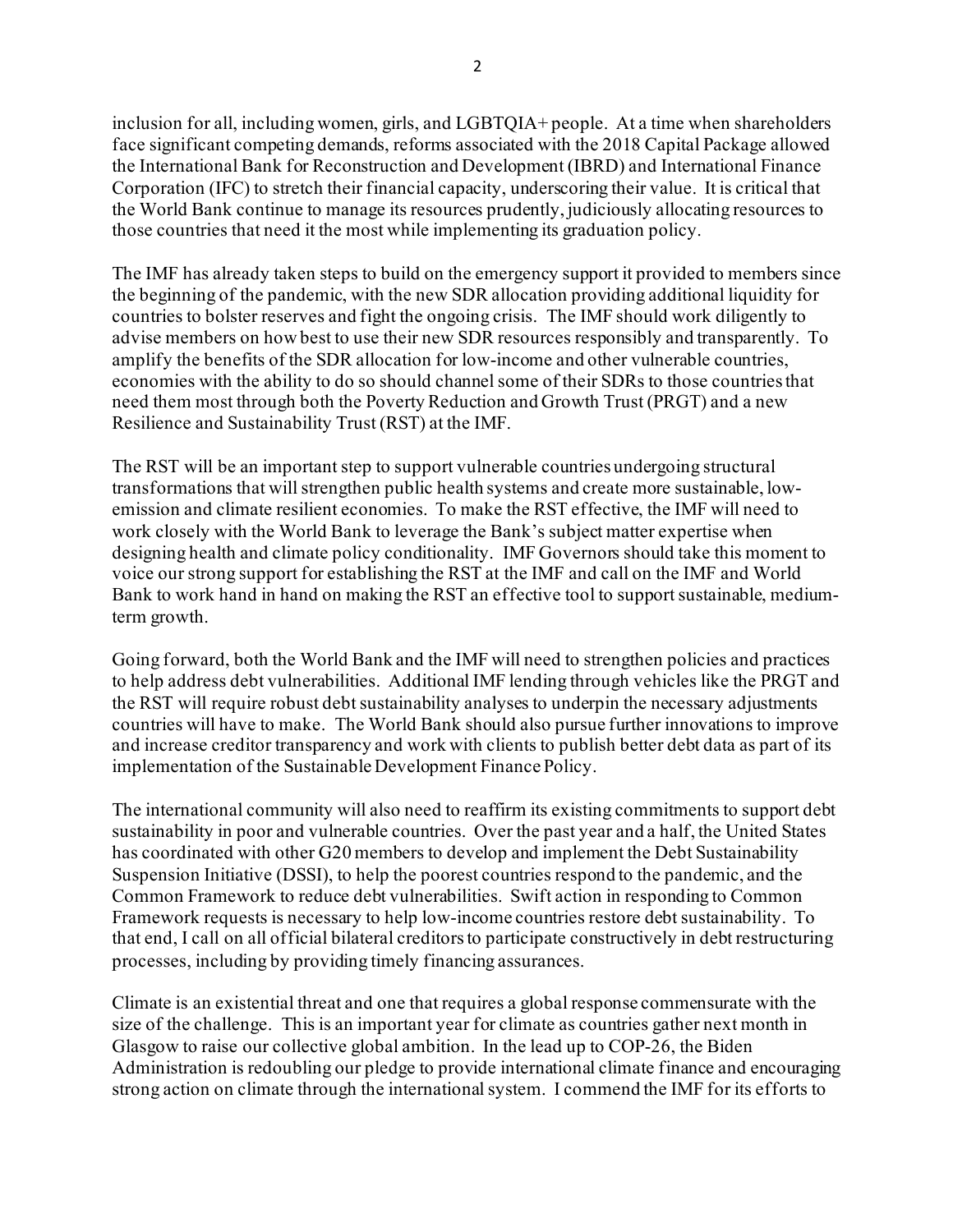inclusion for all, including women, girls, and LGBTQIA+ people. At a time when shareholders face significant competing demands, reforms associated with the 2018 Capital Package allowed the International Bank for Reconstruction and Development (IBRD) and International Finance Corporation (IFC) to stretch their financial capacity, underscoring their value. It is critical that the World Bank continue to manage its resources prudently, judiciously allocating resources to those countries that need it the most while implementing its graduation policy.

The IMF has already taken steps to build on the emergency support it provided to members since the beginning of the pandemic, with the new SDR allocation providing additional liquidity for countries to bolster reserves and fight the ongoing crisis. The IMF should work diligently to advise members on how best to use their new SDR resources responsibly and transparently. To amplify the benefits of the SDR allocation for low-income and other vulnerable countries, economies with the ability to do so should channel some of their SDRs to those countries that need them most through both the Poverty Reduction and Growth Trust (PRGT) and a new Resilience and Sustainability Trust (RST) at the IMF.

The RST will be an important step to support vulnerable countries undergoing structural transformations that will strengthen public health systems and create more sustainable, low-emission and climate resilient economies. To make the RST effective, the IMF will need to work closely with the World Bank to leverage the Bank's subject matter expertise when designing health and climate policy conditionality. IMF Governors should take this moment to voice our strong support for establishing the RST at the IMF and call on the IMF and World Bank to work hand in hand on making the RST an effective tool to support sustainable, medium-term growth.

Going forward, both the World Bank and the IMF will need to strengthen policies and practices to help address debt vulnerabilities. Additional IMF lending through vehicles like the PRGT and the RST will require robust debt sustainability analyses to underpin the necessary adjustments countries will have to make. The World Bank should also pursue further innovations to improve and increase creditor transparency and work with clients to publish better debt data as part of its implementation of the Sustainable Development Finance Policy.

The international community will also need to reaffirm its existing commitments to support debt sustainability in poor and vulnerable countries. Over the past year and a half, the United States has coordinated with other G20 members to develop and implement the Debt Sustainability Suspension Initiative (DSSI), to help the poorest countries respond to the pandemic, and the Common Framework to reduce debt vulnerabilities. Swift action in responding to Common Framework requests is necessary to help low-income countries restore debt sustainability. To that end, I call on all official bilateral creditors to participate constructively in debt restructuring processes, including by providing timely financing assurances.

Climate is an existential threat and one that requires a global response commensurate with the size of the challenge. This is an important year for climate as countries gather next month in Glasgow to raise our collective global ambition. In the lead up to COP-26, the Biden Administration is redoubling our pledge to provide international climate finance and encouraging strong action on climate through the international system. I commend the IMF for its efforts to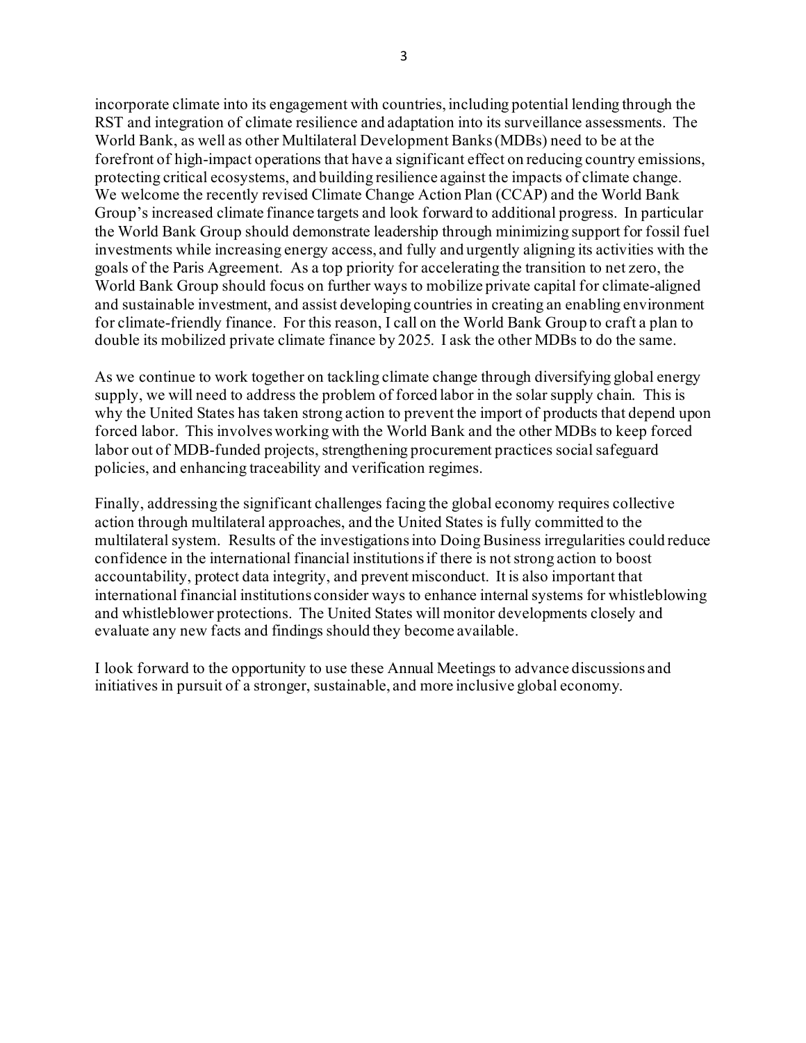incorporate climate into its engagement with countries, including potential lending through the RST and integration of climate resilience and adaptation into its surveillance assessments. The World Bank, as well as other Multilateral Development Banks (MDBs) need to be at the forefront of high-impact operations that have a significant effect on reducing country emissions, protecting critical ecosystems, and building resilience against the impacts of climate change. We welcome the recently revised Climate Change Action Plan (CCAP) and the World Bank Group's increased climate finance targets and look forward to additional progress. In particular the World Bank Group should demonstrate leadership through minimizing support for fossil fuel investments while increasing energy access, and fully and urgently aligning its activities with the goals of the Paris Agreement. As a top priority for accelerating the transition to net zero, the World Bank Group should focus on further ways to mobilize private capital for climate-aligned and sustainable investment, and assist developing countries in creating an enabling environment for climate-friendly finance. For this reason, I call on the World Bank Group to craft a plan to double its mobilized private climate finance by 2025. I ask the other MDBs to do the same.

As we continue to work together on tackling climate change through diversifying global energy supply, we will need to address the problem of forced labor in the solar supply chain. This is why the United States has taken strong action to prevent the import of products that depend upon forced labor. This involves working with the World Bank and the other MDBs to keep forced labor out of MDB-funded projects, strengthening procurement practices social safeguard policies, and enhancing traceability and verification regimes.

Finally, addressing the significant challenges facing the global economy requires collective action through multilateral approaches, and the United States is fully committed to the multilateral system. Results of the investigations into Doing Business irregularities could reduce confidence in the international financial institutions if there is not strong action to boost accountability, protect data integrity, and prevent misconduct. It is also important that international financial institutions consider ways to enhance internal systems for whistleblowing and whistleblower protections. The United States will monitor developments closely and evaluate any new facts and findings should they become available.

I look forward to the opportunity to use these Annual Meetings to advance discussions and initiatives in pursuit of a stronger, sustainable, and more inclusive global economy.